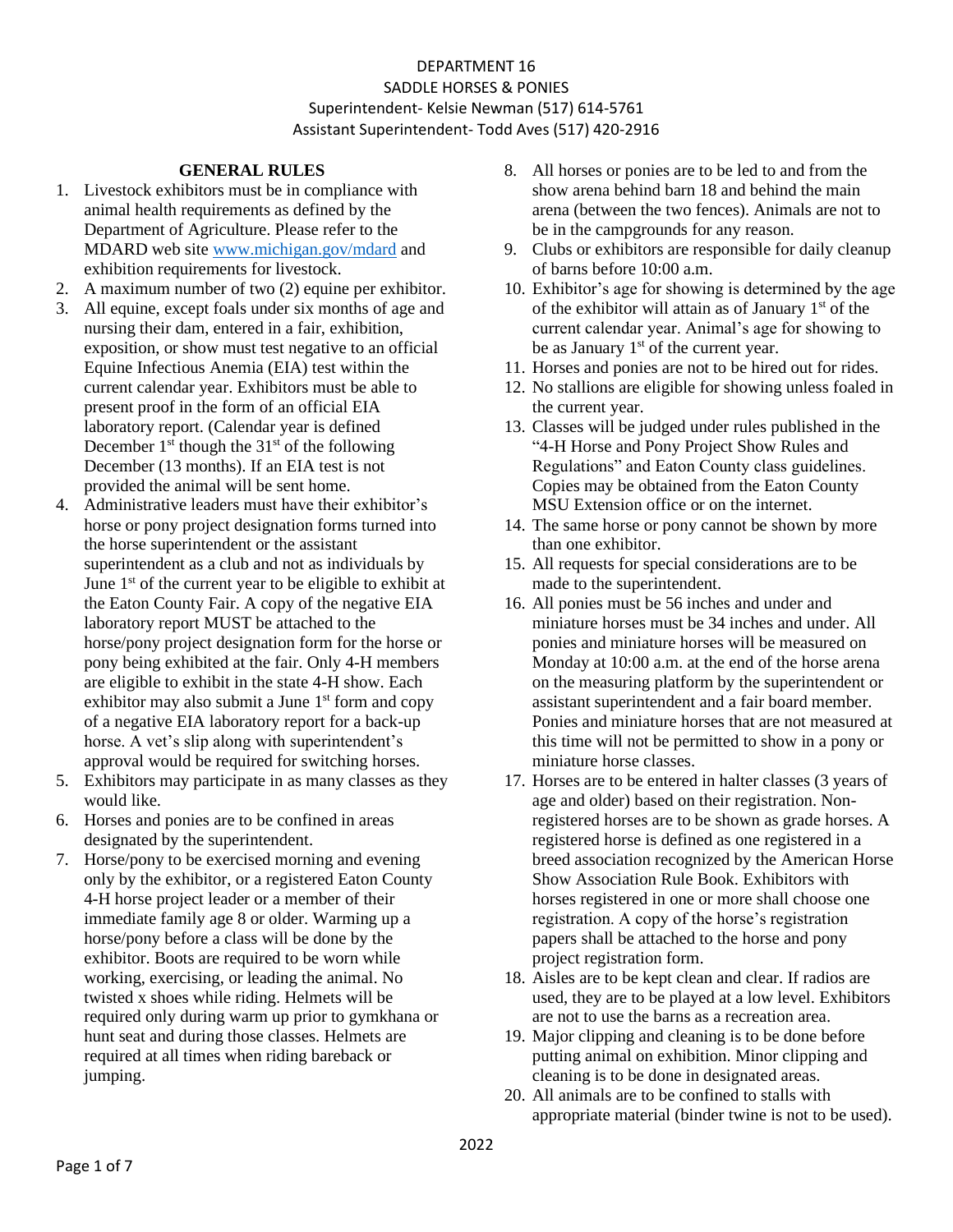DEPARTMENT 16
SADDLE HORSES & PONIES
Superintendent- Kelsie Newman (517) 614-5761
Assistant Superintendent- Todd Aves (517) 420-2916

## GENERAL RULES

1. Livestock exhibitors must be in compliance with animal health requirements as defined by the Department of Agriculture. Please refer to the MDARD web site www.michigan.gov/mdard and exhibition requirements for livestock.
2. A maximum number of two (2) equine per exhibitor.
3. All equine, except foals under six months of age and nursing their dam, entered in a fair, exhibition, exposition, or show must test negative to an official Equine Infectious Anemia (EIA) test within the current calendar year. Exhibitors must be able to present proof in the form of an official EIA laboratory report. (Calendar year is defined December 1st though the 31st of the following December (13 months). If an EIA test is not provided the animal will be sent home.
4. Administrative leaders must have their exhibitor's horse or pony project designation forms turned into the horse superintendent or the assistant superintendent as a club and not as individuals by June 1st of the current year to be eligible to exhibit at the Eaton County Fair. A copy of the negative EIA laboratory report MUST be attached to the horse/pony project designation form for the horse or pony being exhibited at the fair. Only 4-H members are eligible to exhibit in the state 4-H show. Each exhibitor may also submit a June 1st form and copy of a negative EIA laboratory report for a back-up horse. A vet's slip along with superintendent's approval would be required for switching horses.
5. Exhibitors may participate in as many classes as they would like.
6. Horses and ponies are to be confined in areas designated by the superintendent.
7. Horse/pony to be exercised morning and evening only by the exhibitor, or a registered Eaton County 4-H horse project leader or a member of their immediate family age 8 or older. Warming up a horse/pony before a class will be done by the exhibitor. Boots are required to be worn while working, exercising, or leading the animal. No twisted x shoes while riding. Helmets will be required only during warm up prior to gymkhana or hunt seat and during those classes. Helmets are required at all times when riding bareback or jumping.
8. All horses or ponies are to be led to and from the show arena behind barn 18 and behind the main arena (between the two fences). Animals are not to be in the campgrounds for any reason.
9. Clubs or exhibitors are responsible for daily cleanup of barns before 10:00 a.m.
10. Exhibitor's age for showing is determined by the age of the exhibitor will attain as of January 1st of the current calendar year. Animal's age for showing to be as January 1st of the current year.
11. Horses and ponies are not to be hired out for rides.
12. No stallions are eligible for showing unless foaled in the current year.
13. Classes will be judged under rules published in the "4-H Horse and Pony Project Show Rules and Regulations" and Eaton County class guidelines. Copies may be obtained from the Eaton County MSU Extension office or on the internet.
14. The same horse or pony cannot be shown by more than one exhibitor.
15. All requests for special considerations are to be made to the superintendent.
16. All ponies must be 56 inches and under and miniature horses must be 34 inches and under. All ponies and miniature horses will be measured on Monday at 10:00 a.m. at the end of the horse arena on the measuring platform by the superintendent or assistant superintendent and a fair board member. Ponies and miniature horses that are not measured at this time will not be permitted to show in a pony or miniature horse classes.
17. Horses are to be entered in halter classes (3 years of age and older) based on their registration. Non-registered horses are to be shown as grade horses. A registered horse is defined as one registered in a breed association recognized by the American Horse Show Association Rule Book. Exhibitors with horses registered in one or more shall choose one registration. A copy of the horse's registration papers shall be attached to the horse and pony project registration form.
18. Aisles are to be kept clean and clear. If radios are used, they are to be played at a low level. Exhibitors are not to use the barns as a recreation area.
19. Major clipping and cleaning is to be done before putting animal on exhibition. Minor clipping and cleaning is to be done in designated areas.
20. All animals are to be confined to stalls with appropriate material (binder twine is not to be used).

2022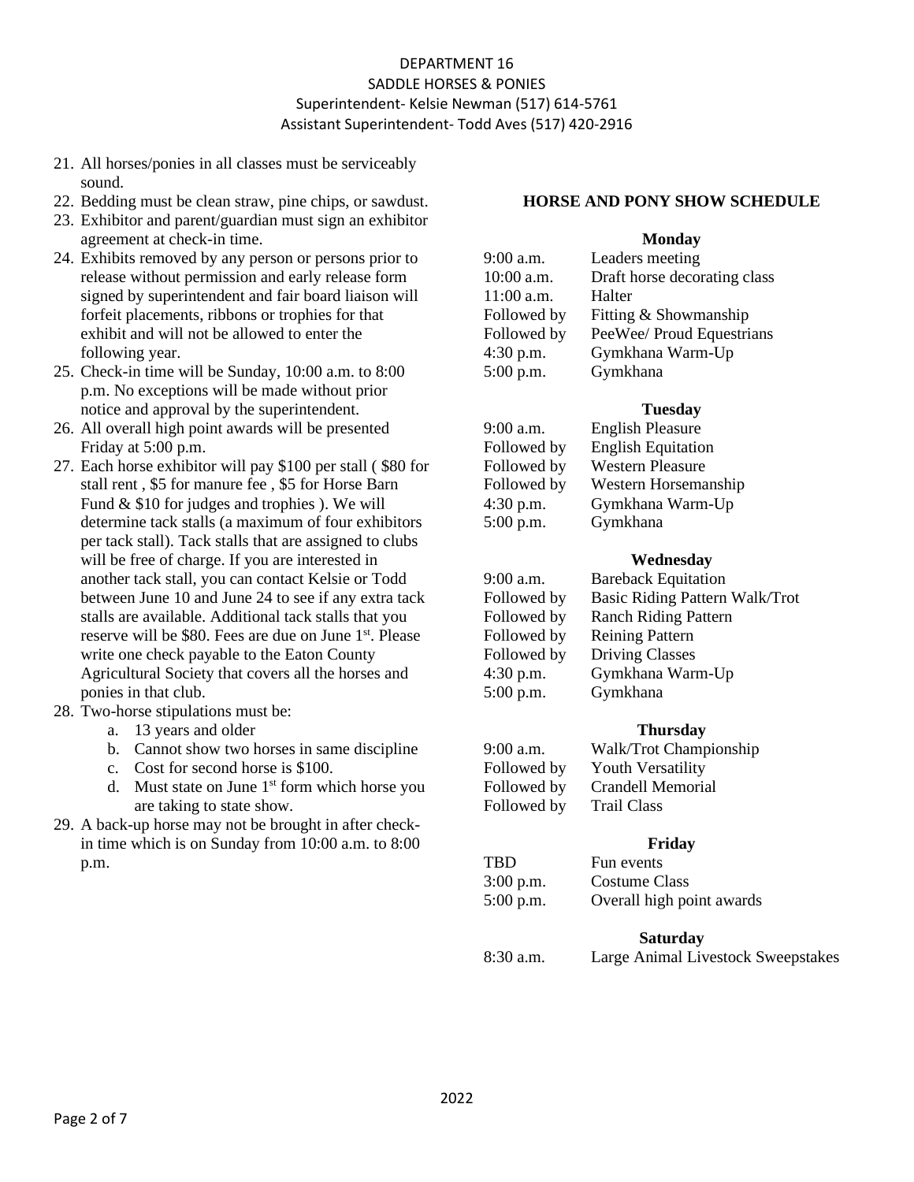DEPARTMENT 16
SADDLE HORSES & PONIES
Superintendent- Kelsie Newman (517) 614-5761
Assistant Superintendent- Todd Aves (517) 420-2916

21. All horses/ponies in all classes must be serviceably sound.
22. Bedding must be clean straw, pine chips, or sawdust.
23. Exhibitor and parent/guardian must sign an exhibitor agreement at check-in time.
24. Exhibits removed by any person or persons prior to release without permission and early release form signed by superintendent and fair board liaison will forfeit placements, ribbons or trophies for that exhibit and will not be allowed to enter the following year.
25. Check-in time will be Sunday, 10:00 a.m. to 8:00 p.m. No exceptions will be made without prior notice and approval by the superintendent.
26. All overall high point awards will be presented Friday at 5:00 p.m.
27. Each horse exhibitor will pay $100 per stall ( $80 for stall rent , $5 for manure fee , $5 for Horse Barn Fund & $10 for judges and trophies ). We will determine tack stalls (a maximum of four exhibitors per tack stall). Tack stalls that are assigned to clubs will be free of charge. If you are interested in another tack stall, you can contact Kelsie or Todd between June 10 and June 24 to see if any extra tack stalls are available. Additional tack stalls that you reserve will be $80. Fees are due on June 1st. Please write one check payable to the Eaton County Agricultural Society that covers all the horses and ponies in that club.
28. Two-horse stipulations must be:
    a. 13 years and older
    b. Cannot show two horses in same discipline
    c. Cost for second horse is $100.
    d. Must state on June 1st form which horse you are taking to state show.
29. A back-up horse may not be brought in after check-in time which is on Sunday from 10:00 a.m. to 8:00 p.m.

**HORSE AND PONY SHOW SCHEDULE**

**Monday**

| | |
|---|---|
| 9:00 a.m. | Leaders meeting |
| 10:00 a.m. | Draft horse decorating class |
| 11:00 a.m. | Halter |
| Followed by | Fitting & Showmanship |
| Followed by | PeeWee/ Proud Equestrians |
| 4:30 p.m. | Gymkhana Warm-Up |
| 5:00 p.m. | Gymkhana |

**Tuesday**

| | |
|---|---|
| 9:00 a.m. | English Pleasure |
| Followed by | English Equitation |
| Followed by | Western Pleasure |
| Followed by | Western Horsemanship |
| 4:30 p.m. | Gymkhana Warm-Up |
| 5:00 p.m. | Gymkhana |

**Wednesday**

| | |
|---|---|
| 9:00 a.m. | Bareback Equitation |
| Followed by | Basic Riding Pattern Walk/Trot |
| Followed by | Ranch Riding Pattern |
| Followed by | Reining Pattern |
| Followed by | Driving Classes |
| 4:30 p.m. | Gymkhana Warm-Up |
| 5:00 p.m. | Gymkhana |

**Thursday**

| | |
|---|---|
| 9:00 a.m. | Walk/Trot Championship |
| Followed by | Youth Versatility |
| Followed by | Crandell Memorial |
| Followed by | Trail Class |

**Friday**

| | |
|---|---|
| TBD | Fun events |
| 3:00 p.m. | Costume Class |
| 5:00 p.m. | Overall high point awards |

**Saturday**

| | |
|---|---|
| 8:30 a.m. | Large Animal Livestock Sweepstakes |

2022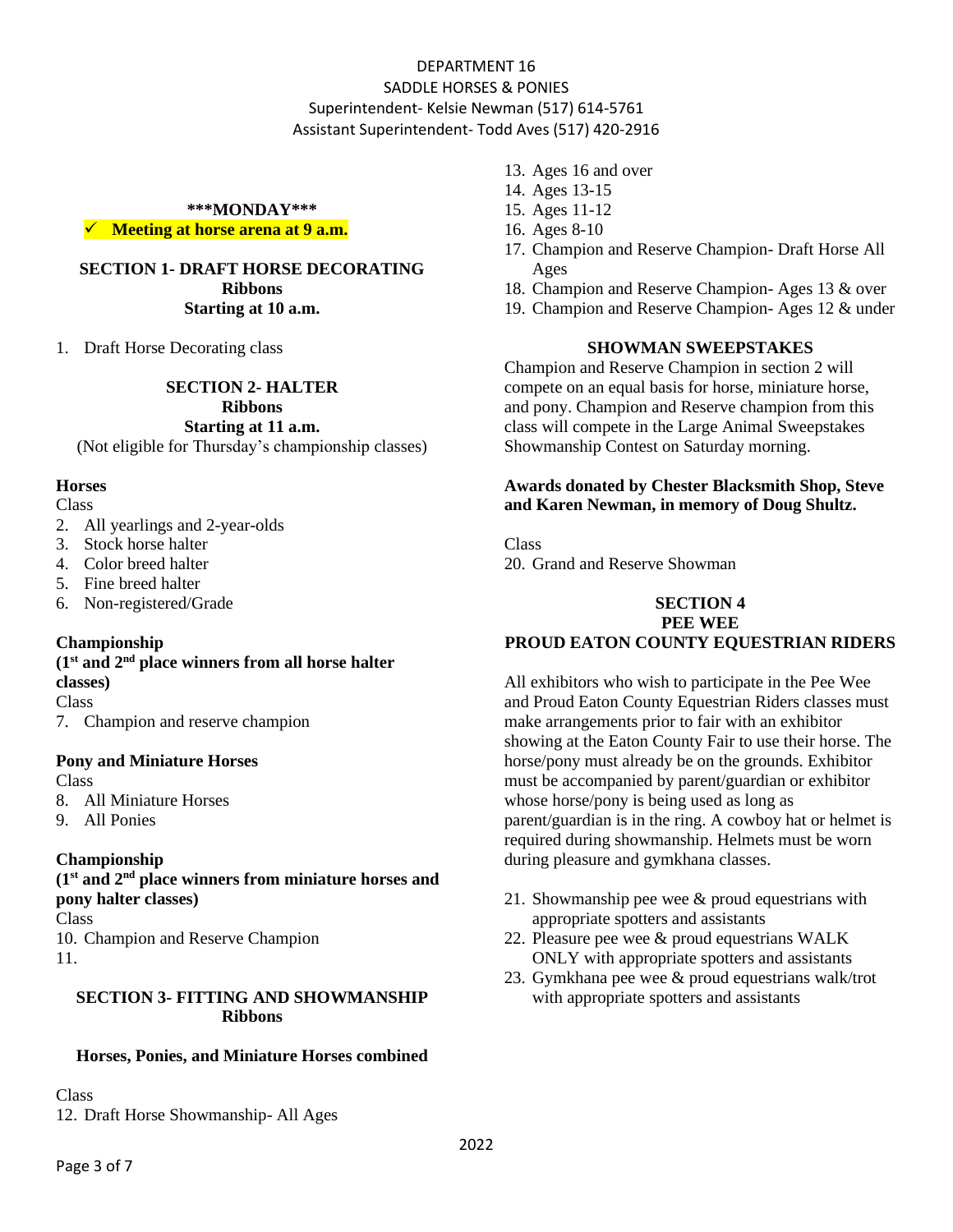DEPARTMENT 16
SADDLE HORSES & PONIES
Superintendent- Kelsie Newman (517) 614-5761
Assistant Superintendent- Todd Aves (517) 420-2916

**\*\*\*MONDAY\*\*\***

- ✓ **Meeting at horse arena at 9 a.m.**

**SECTION 1- DRAFT HORSE DECORATING**
**Ribbons**
**Starting at 10 a.m.**

1. Draft Horse Decorating class

**SECTION 2- HALTER**
**Ribbons**
**Starting at 11 a.m.**
(Not eligible for Thursday's championship classes)

**Horses**

Class

2. All yearlings and 2-year-olds
3. Stock horse halter
4. Color breed halter
5. Fine breed halter
6. Non-registered/Grade

**Championship**
**(1st and 2nd place winners from all horse halter classes)**

Class

7. Champion and reserve champion

**Pony and Miniature Horses**

Class

8. All Miniature Horses
9. All Ponies

**Championship**
**(1st and 2nd place winners from miniature horses and pony halter classes)**

Class

10. Champion and Reserve Champion
11.

**SECTION 3- FITTING AND SHOWMANSHIP**
**Ribbons**

**Horses, Ponies, and Miniature Horses combined**

Class

12. Draft Horse Showmanship- All Ages
13. Ages 16 and over
14. Ages 13-15
15. Ages 11-12
16. Ages 8-10
17. Champion and Reserve Champion- Draft Horse All Ages
18. Champion and Reserve Champion- Ages 13 & over
19. Champion and Reserve Champion- Ages 12 & under

**SHOWMAN SWEEPSTAKES**

Champion and Reserve Champion in section 2 will compete on an equal basis for horse, miniature horse, and pony. Champion and Reserve champion from this class will compete in the Large Animal Sweepstakes Showmanship Contest on Saturday morning.

**Awards donated by Chester Blacksmith Shop, Steve and Karen Newman, in memory of Doug Shultz.**

Class

20. Grand and Reserve Showman

**SECTION 4**
**PEE WEE**
**PROUD EATON COUNTY EQUESTRIAN RIDERS**

All exhibitors who wish to participate in the Pee Wee and Proud Eaton County Equestrian Riders classes must make arrangements prior to fair with an exhibitor showing at the Eaton County Fair to use their horse. The horse/pony must already be on the grounds. Exhibitor must be accompanied by parent/guardian or exhibitor whose horse/pony is being used as long as parent/guardian is in the ring. A cowboy hat or helmet is required during showmanship. Helmets must be worn during pleasure and gymkhana classes.

21. Showmanship pee wee & proud equestrians with appropriate spotters and assistants
22. Pleasure pee wee & proud equestrians WALK ONLY with appropriate spotters and assistants
23. Gymkhana pee wee & proud equestrians walk/trot with appropriate spotters and assistants

2022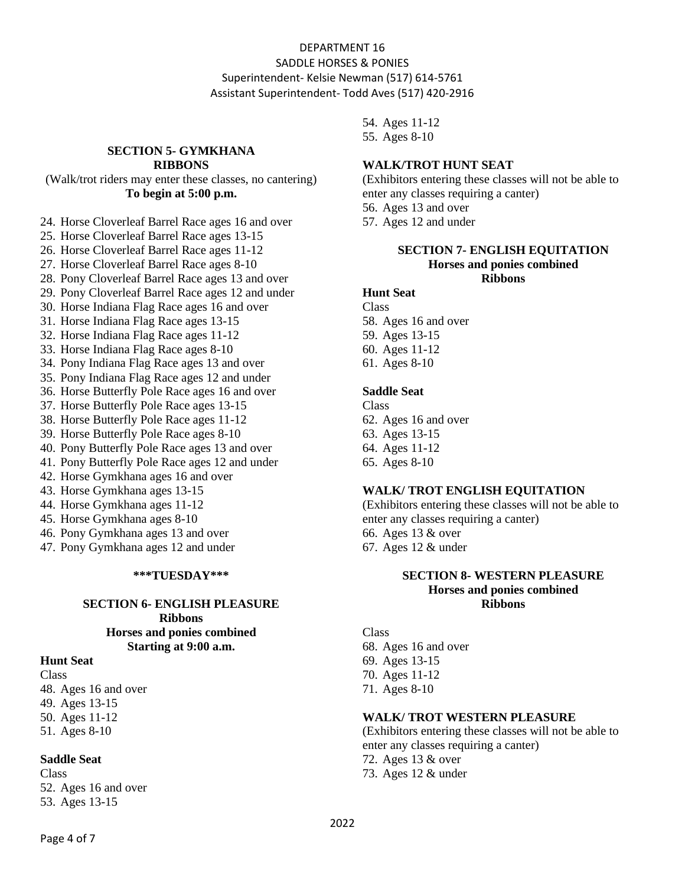DEPARTMENT 16
SADDLE HORSES & PONIES
Superintendent- Kelsie Newman (517) 614-5761
Assistant Superintendent- Todd Aves (517) 420-2916

### SECTION 5- GYMKHANA
**RIBBONS**

(Walk/trot riders may enter these classes, no cantering)
**To begin at 5:00 p.m.**

24. Horse Cloverleaf Barrel Race ages 16 and over
25. Horse Cloverleaf Barrel Race ages 13-15
26. Horse Cloverleaf Barrel Race ages 11-12
27. Horse Cloverleaf Barrel Race ages 8-10
28. Pony Cloverleaf Barrel Race ages 13 and over
29. Pony Cloverleaf Barrel Race ages 12 and under
30. Horse Indiana Flag Race ages 16 and over
31. Horse Indiana Flag Race ages 13-15
32. Horse Indiana Flag Race ages 11-12
33. Horse Indiana Flag Race ages 8-10
34. Pony Indiana Flag Race ages 13 and over
35. Pony Indiana Flag Race ages 12 and under
36. Horse Butterfly Pole Race ages 16 and over
37. Horse Butterfly Pole Race ages 13-15
38. Horse Butterfly Pole Race ages 11-12
39. Horse Butterfly Pole Race ages 8-10
40. Pony Butterfly Pole Race ages 13 and over
41. Pony Butterfly Pole Race ages 12 and under
42. Horse Gymkhana ages 16 and over
43. Horse Gymkhana ages 13-15
44. Horse Gymkhana ages 11-12
45. Horse Gymkhana ages 8-10
46. Pony Gymkhana ages 13 and over
47. Pony Gymkhana ages 12 and under

**\*\*\*TUESDAY\*\*\***

### SECTION 6- ENGLISH PLEASURE
**Ribbons**
**Horses and ponies combined**
**Starting at 9:00 a.m.**

**Hunt Seat**

Class
48. Ages 16 and over
49. Ages 13-15
50. Ages 11-12
51. Ages 8-10

**Saddle Seat**

Class
52. Ages 16 and over
53. Ages 13-15
54. Ages 11-12
55. Ages 8-10

**WALK/TROT HUNT SEAT**

(Exhibitors entering these classes will not be able to enter any classes requiring a canter)
56. Ages 13 and over
57. Ages 12 and under

### SECTION 7- ENGLISH EQUITATION
**Horses and ponies combined**
**Ribbons**

**Hunt Seat**

Class
58. Ages 16 and over
59. Ages 13-15
60. Ages 11-12
61. Ages 8-10

**Saddle Seat**

Class
62. Ages 16 and over
63. Ages 13-15
64. Ages 11-12
65. Ages 8-10

**WALK/ TROT ENGLISH EQUITATION**

(Exhibitors entering these classes will not be able to enter any classes requiring a canter)
66. Ages 13 & over
67. Ages 12 & under

### SECTION 8- WESTERN PLEASURE
**Horses and ponies combined**
**Ribbons**

Class
68. Ages 16 and over
69. Ages 13-15
70. Ages 11-12
71. Ages 8-10

**WALK/ TROT WESTERN PLEASURE**

(Exhibitors entering these classes will not be able to enter any classes requiring a canter)
72. Ages 13 & over
73. Ages 12 & under

2022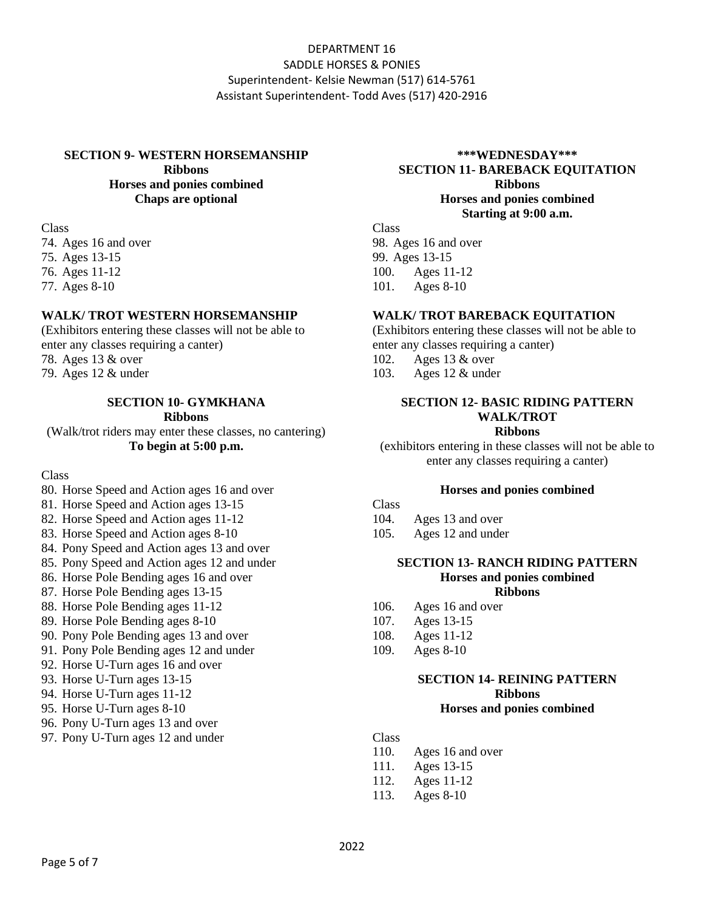DEPARTMENT 16

SADDLE HORSES & PONIES

Superintendent- Kelsie Newman (517) 614-5761

Assistant Superintendent- Todd Aves (517) 420-2916

### SECTION 9- WESTERN HORSEMANSHIP

**Ribbons**

**Horses and ponies combined**

**Chaps are optional**

Class

74. Ages 16 and over
75. Ages 13-15
76. Ages 11-12
77. Ages 8-10

**WALK/ TROT WESTERN HORSEMANSHIP**

(Exhibitors entering these classes will not be able to enter any classes requiring a canter)

78. Ages 13 & over
79. Ages 12 & under

### SECTION 10- GYMKHANA

**Ribbons**

(Walk/trot riders may enter these classes, no cantering)

**To begin at 5:00 p.m.**

Class

80. Horse Speed and Action ages 16 and over
81. Horse Speed and Action ages 13-15
82. Horse Speed and Action ages 11-12
83. Horse Speed and Action ages 8-10
84. Pony Speed and Action ages 13 and over
85. Pony Speed and Action ages 12 and under
86. Horse Pole Bending ages 16 and over
87. Horse Pole Bending ages 13-15
88. Horse Pole Bending ages 11-12
89. Horse Pole Bending ages 8-10
90. Pony Pole Bending ages 13 and over
91. Pony Pole Bending ages 12 and under
92. Horse U-Turn ages 16 and over
93. Horse U-Turn ages 13-15
94. Horse U-Turn ages 11-12
95. Horse U-Turn ages 8-10
96. Pony U-Turn ages 13 and over
97. Pony U-Turn ages 12 and under

**\*\*\*WEDNESDAY\*\*\***

### SECTION 11- BAREBACK EQUITATION

**Ribbons**

**Horses and ponies combined**

**Starting at 9:00 a.m.**

Class

98. Ages 16 and over
99. Ages 13-15
100. Ages 11-12
101. Ages 8-10

**WALK/ TROT BAREBACK EQUITATION**

(Exhibitors entering these classes will not be able to enter any classes requiring a canter)

102. Ages 13 & over
103. Ages 12 & under

### SECTION 12- BASIC RIDING PATTERN WALK/TROT

**Ribbons**

(exhibitors entering in these classes will not be able to enter any classes requiring a canter)

**Horses and ponies combined**

Class

104. Ages 13 and over
105. Ages 12 and under

### SECTION 13- RANCH RIDING PATTERN

**Horses and ponies combined**

**Ribbons**

106. Ages 16 and over
107. Ages 13-15
108. Ages 11-12
109. Ages 8-10

### SECTION 14- REINING PATTERN

**Ribbons**

**Horses and ponies combined**

Class

110. Ages 16 and over
111. Ages 13-15
112. Ages 11-12
113. Ages 8-10

2022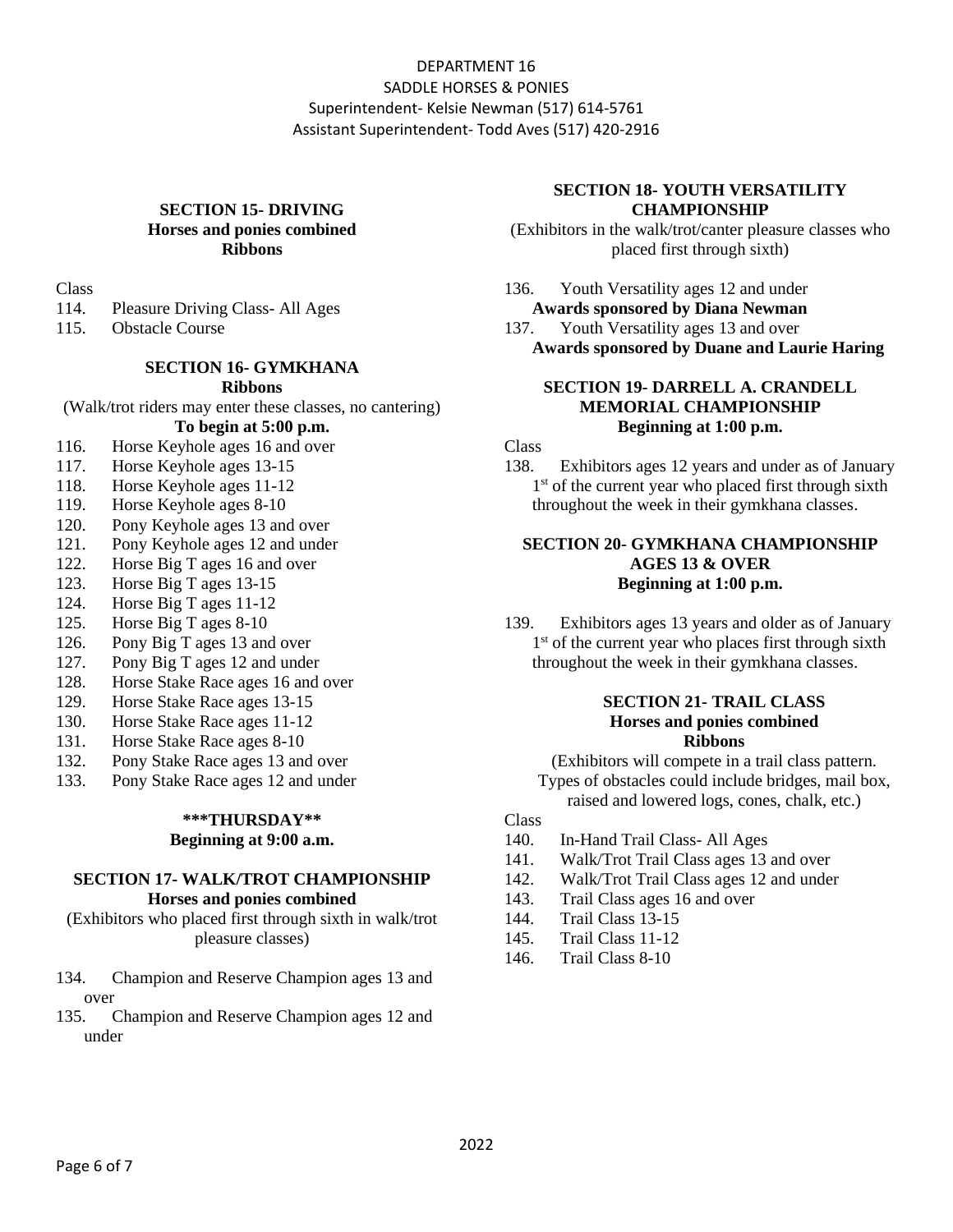DEPARTMENT 16
SADDLE HORSES & PONIES
Superintendent- Kelsie Newman (517) 614-5761
Assistant Superintendent- Todd Aves (517) 420-2916

### SECTION 15- DRIVING
**Horses and ponies combined**
**Ribbons**

Class
114. Pleasure Driving Class- All Ages
115. Obstacle Course

### SECTION 16- GYMKHANA
**Ribbons**

(Walk/trot riders may enter these classes, no cantering)
**To begin at 5:00 p.m.**

116. Horse Keyhole ages 16 and over
117. Horse Keyhole ages 13-15
118. Horse Keyhole ages 11-12
119. Horse Keyhole ages 8-10
120. Pony Keyhole ages 13 and over
121. Pony Keyhole ages 12 and under
122. Horse Big T ages 16 and over
123. Horse Big T ages 13-15
124. Horse Big T ages 11-12
125. Horse Big T ages 8-10
126. Pony Big T ages 13 and over
127. Pony Big T ages 12 and under
128. Horse Stake Race ages 16 and over
129. Horse Stake Race ages 13-15
130. Horse Stake Race ages 11-12
131. Horse Stake Race ages 8-10
132. Pony Stake Race ages 13 and over
133. Pony Stake Race ages 12 and under

**\*\*\*THURSDAY\*\***
**Beginning at 9:00 a.m.**

### SECTION 17- WALK/TROT CHAMPIONSHIP
**Horses and ponies combined**

(Exhibitors who placed first through sixth in walk/trot pleasure classes)

134. Champion and Reserve Champion ages 13 and over
135. Champion and Reserve Champion ages 12 and under

### SECTION 18- YOUTH VERSATILITY CHAMPIONSHIP

(Exhibitors in the walk/trot/canter pleasure classes who placed first through sixth)

136. Youth Versatility ages 12 and under
**Awards sponsored by Diana Newman**
137. Youth Versatility ages 13 and over
**Awards sponsored by Duane and Laurie Haring**

### SECTION 19- DARRELL A. CRANDELL MEMORIAL CHAMPIONSHIP
**Beginning at 1:00 p.m.**

Class
138. Exhibitors ages 12 years and under as of January 1st of the current year who placed first through sixth throughout the week in their gymkhana classes.

### SECTION 20- GYMKHANA CHAMPIONSHIP AGES 13 & OVER
**Beginning at 1:00 p.m.**

139. Exhibitors ages 13 years and older as of January 1st of the current year who places first through sixth throughout the week in their gymkhana classes.

### SECTION 21- TRAIL CLASS
**Horses and ponies combined**
**Ribbons**

(Exhibitors will compete in a trail class pattern. Types of obstacles could include bridges, mail box, raised and lowered logs, cones, chalk, etc.)

Class
140. In-Hand Trail Class- All Ages
141. Walk/Trot Trail Class ages 13 and over
142. Walk/Trot Trail Class ages 12 and under
143. Trail Class ages 16 and over
144. Trail Class 13-15
145. Trail Class 11-12
146. Trail Class 8-10

2022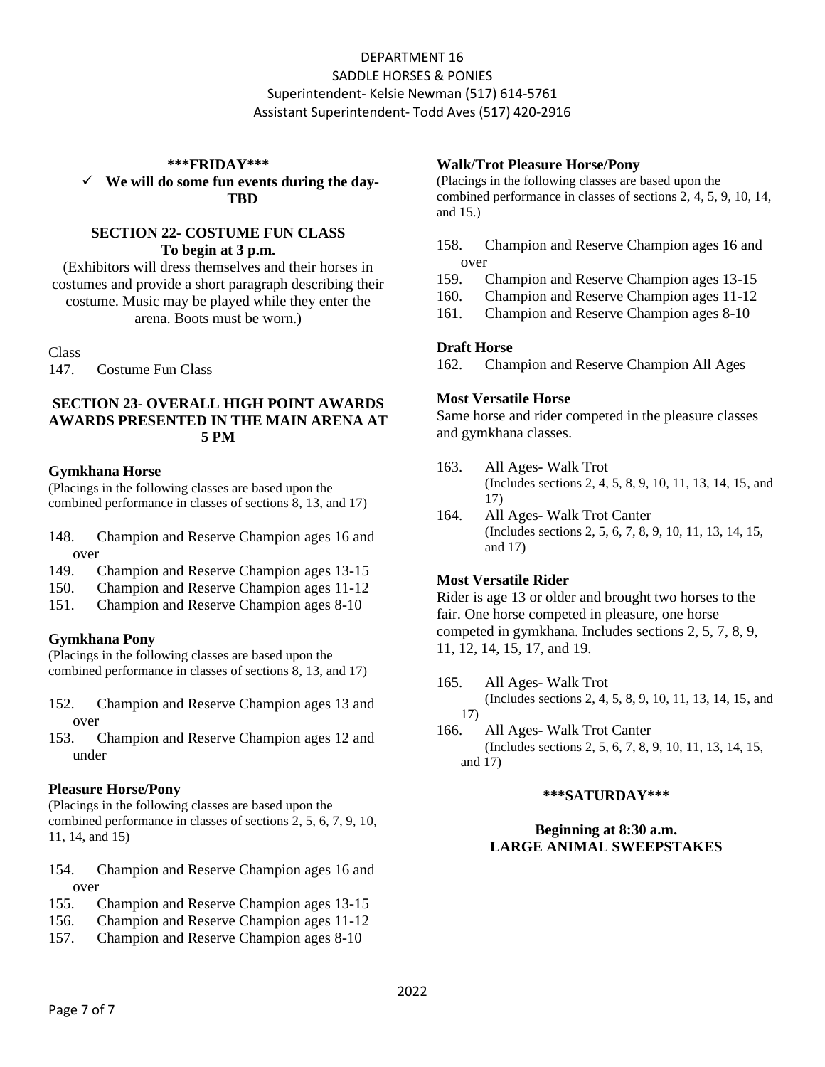DEPARTMENT 16
SADDLE HORSES & PONIES
Superintendent- Kelsie Newman (517) 614-5761
Assistant Superintendent- Todd Aves (517) 420-2916

**\*\*\*FRIDAY\*\*\***

- ✓ **We will do some fun events during the day-TBD**

## SECTION 22- COSTUME FUN CLASS

**To begin at 3 p.m.**

(Exhibitors will dress themselves and their horses in costumes and provide a short paragraph describing their costume. Music may be played while they enter the arena. Boots must be worn.)

Class

147. Costume Fun Class

## SECTION 23- OVERALL HIGH POINT AWARDS AWARDS PRESENTED IN THE MAIN ARENA AT 5 PM

### Gymkhana Horse

(Placings in the following classes are based upon the combined performance in classes of sections 8, 13, and 17)

148. Champion and Reserve Champion ages 16 and over
149. Champion and Reserve Champion ages 13-15
150. Champion and Reserve Champion ages 11-12
151. Champion and Reserve Champion ages 8-10

### Gymkhana Pony

(Placings in the following classes are based upon the combined performance in classes of sections 8, 13, and 17)

152. Champion and Reserve Champion ages 13 and over
153. Champion and Reserve Champion ages 12 and under

### Pleasure Horse/Pony

(Placings in the following classes are based upon the combined performance in classes of sections 2, 5, 6, 7, 9, 10, 11, 14, and 15)

154. Champion and Reserve Champion ages 16 and over
155. Champion and Reserve Champion ages 13-15
156. Champion and Reserve Champion ages 11-12
157. Champion and Reserve Champion ages 8-10

### Walk/Trot Pleasure Horse/Pony

(Placings in the following classes are based upon the combined performance in classes of sections 2, 4, 5, 9, 10, 14, and 15.)

158. Champion and Reserve Champion ages 16 and over
159. Champion and Reserve Champion ages 13-15
160. Champion and Reserve Champion ages 11-12
161. Champion and Reserve Champion ages 8-10

### Draft Horse

162. Champion and Reserve Champion All Ages

### Most Versatile Horse

Same horse and rider competed in the pleasure classes and gymkhana classes.

163. All Ages- Walk Trot
     (Includes sections 2, 4, 5, 8, 9, 10, 11, 13, 14, 15, and 17)
164. All Ages- Walk Trot Canter
     (Includes sections 2, 5, 6, 7, 8, 9, 10, 11, 13, 14, 15, and 17)

### Most Versatile Rider

Rider is age 13 or older and brought two horses to the fair. One horse competed in pleasure, one horse competed in gymkhana. Includes sections 2, 5, 7, 8, 9, 11, 12, 14, 15, 17, and 19.

165. All Ages- Walk Trot
     (Includes sections 2, 4, 5, 8, 9, 10, 11, 13, 14, 15, and 17)
166. All Ages- Walk Trot Canter
     (Includes sections 2, 5, 6, 7, 8, 9, 10, 11, 13, 14, 15, and 17)

**\*\*\*SATURDAY\*\*\***

**Beginning at 8:30 a.m.**
**LARGE ANIMAL SWEEPSTAKES**

2022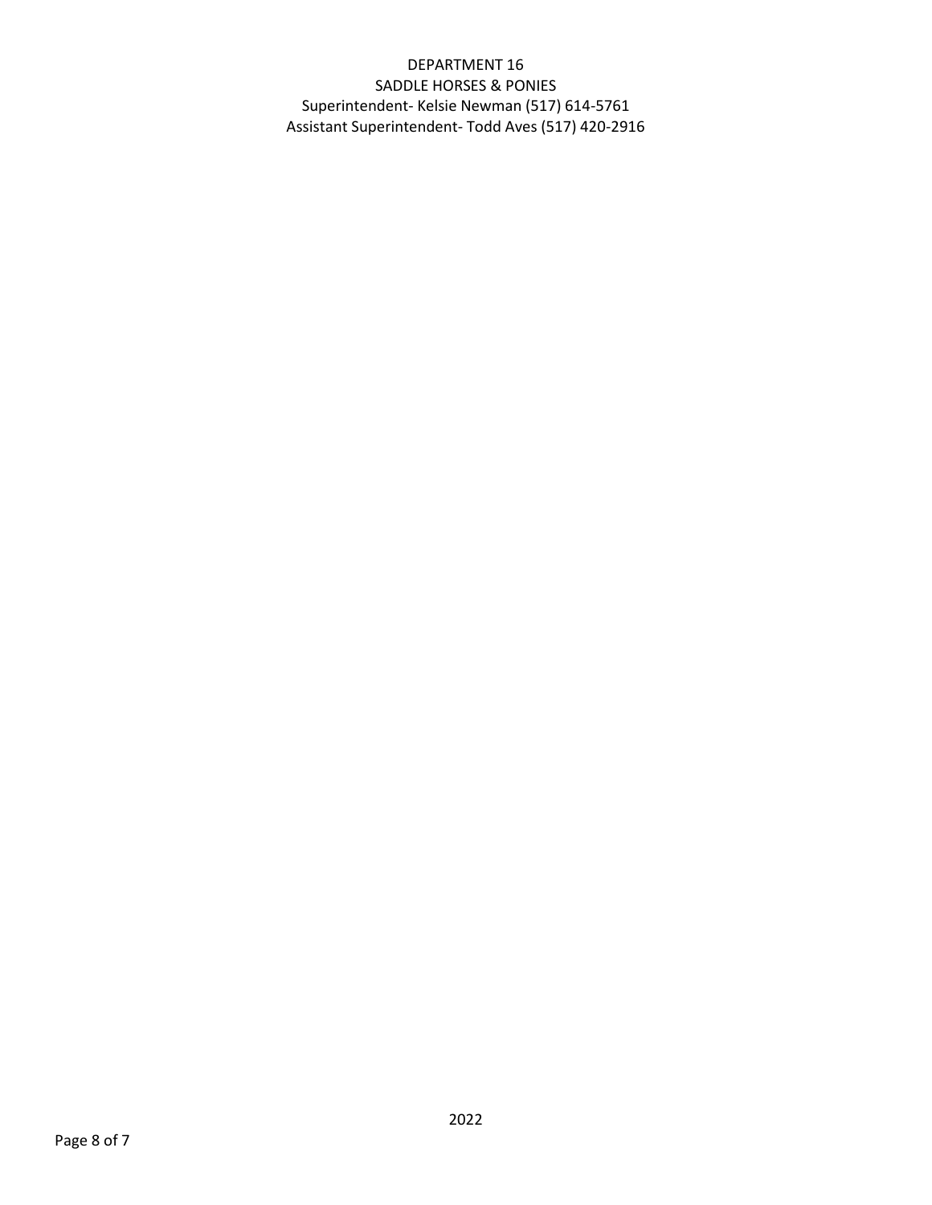DEPARTMENT 16

SADDLE HORSES & PONIES

Superintendent- Kelsie Newman (517) 614-5761

Assistant Superintendent- Todd Aves (517) 420-2916

2022